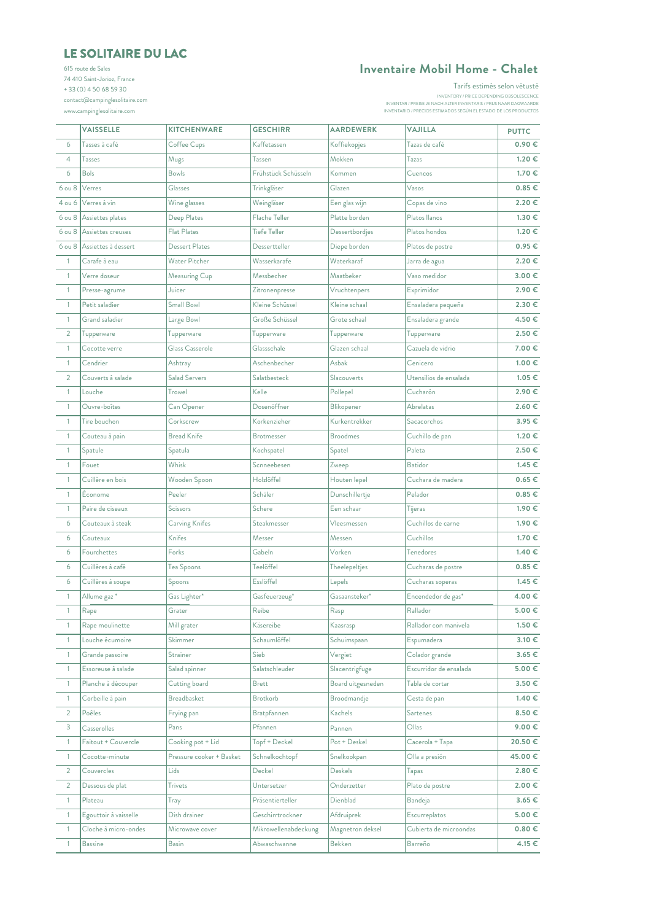## LE SOLITAIRE DU LAC

615 route de Sales
74 410 Saint-Jorioz, France
+ 33 (0) 4 50 68 59 30
contact@campinglesolitaire.com
www.campinglesolitaire.com

# Inventaire Mobil Home - Chalet

Tarifs estimés selon vétusté

INVENTORY / PRICE DEPENDING OBSOLESCENCE
INVENTAR / PREISE JE NACH ALTER INVENTARIS / PRIJS NAAR DAGWAARDE
INVENTARIO / PRECIOS ESTIMADOS SEGÚN EL ESTADO DE LOS PRODUCTOS

| | VAISSELLE | KITCHENWARE | GESCHIRR | AARDEWERK | VAJILLA | PUTTC |
|---|---|---|---|---|---|---|
| 6 | Tasses à café | Coffee Cups | Kaffetassen | Koffiekopjes | Tazas de café | 0.90 € |
| 4 | Tasses | Mugs | Tassen | Mokken | Tazas | 1.20 € |
| 6 | Bols | Bowls | Frühstück Schüsseln | Kommen | Cuencos | 1.70 € |
| 6 ou 8 | Verres | Glasses | Trinkgläser | Glazen | Vasos | 0.85 € |
| 4 ou 6 | Verres à vin | Wine glasses | Weingläser | Een glas wijn | Copas de vino | 2.20 € |
| 6 ou 8 | Assiettes plates | Deep Plates | Flache Teller | Platte borden | Platos llanos | 1.30 € |
| 6 ou 8 | Assiettes creuses | Flat Plates | Tiefe Teller | Dessertbordjes | Platos hondos | 1.20 € |
| 6 ou 8 | Assiettes à dessert | Dessert Plates | Dessertteller | Diepe borden | Platos de postre | 0.95 € |
| 1 | Carafe à eau | Water Pitcher | Wasserkarafe | Waterkaraf | Jarra de agua | 2.20 € |
| 1 | Verre doseur | Measuring Cup | Messbecher | Maatbeker | Vaso medidor | 3.00 € |
| 1 | Presse-agrume | Juicer | Zitronenpresse | Vruchtenpers | Exprimidor | 2.90 € |
| 1 | Petit saladier | Small Bowl | Kleine Schüssel | Kleine schaal | Ensaladera pequeña | 2.30 € |
| 1 | Grand saladier | Large Bowl | Große Schüssel | Grote schaal | Ensaladera grande | 4.50 € |
| 2 | Tupperware | Tupperware | Tupperware | Tupperware | Tupperware | 2.50 € |
| 1 | Cocotte verre | Glass Casserole | Glassschale | Glazen schaal | Cazuela de vidrio | 7.00 € |
| 1 | Cendrier | Ashtray | Aschenbecher | Asbak | Cenicero | 1.00 € |
| 2 | Couverts à salade | Salad Servers | Salatbesteck | Slacouverts | Utensilios de ensalada | 1.05 € |
| 1 | Louche | Trowel | Kelle | Pollepel | Cucharón | 2.90 € |
| 1 | Ouvre-boîtes | Can Opener | Dosenöffner | Blikopener | Abrelatas | 2.60 € |
| 1 | Tire bouchon | Corkscrew | Korkenzieher | Kurkentrekker | Sacacorchos | 3.95 € |
| 1 | Couteau à pain | Bread Knife | Brotmesser | Broodmes | Cuchillo de pan | 1.20 € |
| 1 | Spatule | Spatula | Kochspatel | Spatel | Paleta | 2.50 € |
| 1 | Fouet | Whisk | Scnneebesen | Zweep | Batidor | 1.45 € |
| 1 | Cuillère en bois | Wooden Spoon | Holzlöffel | Houten lepel | Cuchara de madera | 0.65 € |
| 1 | Économe | Peeler | Schäler | Dunschillertje | Pelador | 0.85 € |
| 1 | Paire de ciseaux | Scissors | Schere | Een schaar | Tijeras | 1.90 € |
| 6 | Couteaux à steak | Carving Knifes | Steakmesser | Vleesmessen | Cuchillos de carne | 1.90 € |
| 6 | Couteaux | Knifes | Messer | Messen | Cuchillos | 1.70 € |
| 6 | Fourchettes | Forks | Gabeln | Vorken | Tenedores | 1.40 € |
| 6 | Cuillères à café | Tea Spoons | Teelöffel | Theelepeltjes | Cucharas de postre | 0.85 € |
| 6 | Cuillères à soupe | Spoons | Esslöffel | Lepels | Cucharas soperas | 1.45 € |
| 1 | Allume gaz * | Gas Lighter* | Gasfeuerzeug* | Gasaansteker* | Encendedor de gas* | 4.00 € |
| 1 | Rape | Grater | Reibe | Rasp | Rallador | 5.00 € |
| 1 | Rape moulinette | Mill grater | Käsereibe | Kaasrasp | Rallador con manivela | 1.50 € |
| 1 | Louche écumoire | Skimmer | Schaumlöffel | Schuimspaan | Espumadera | 3.10 € |
| 1 | Grande passoire | Strainer | Sieb | Vergiet | Colador grande | 3.65 € |
| 1 | Essoreuse à salade | Salad spinner | Salatschleuder | Slacentrigfuge | Escurridor de ensalada | 5.00 € |
| 1 | Planche à découper | Cutting board | Brett | Board uitgesneden | Tabla de cortar | 3.50 € |
| 1 | Corbeille à pain | Breadbasket | Brotkorb | Broodmandje | Cesta de pan | 1.40 € |
| 2 | Poêles | Frying pan | Bratpfannen | Kachels | Sartenes | 8.50 € |
| 3 | Casserolles | Pans | Pfannen | Pannen | Ollas | 9.00 € |
| 1 | Faitout + Couvercle | Cooking pot + Lid | Topf + Deckel | Pot + Deskel | Cacerola + Tapa | 20.50 € |
| 1 | Cocotte-minute | Pressure cooker + Basket | Schnelkochtopf | Snelkookpan | Olla a presión | 45.00 € |
| 2 | Couvercles | Lids | Deckel | Deskels | Tapas | 2.80 € |
| 2 | Dessous de plat | Trivets | Untersetzer | Onderzetter | Plato de postre | 2.00 € |
| 1 | Plateau | Tray | Präsentierteller | Dienblad | Bandeja | 3.65 € |
| 1 | Égouttoir à vaisselle | Dish drainer | Geschirrtrockner | Afdruiprek | Escurreplatos | 5.00 € |
| 1 | Cloche à micro-ondes | Microwave cover | Mikrowellenabdeckung | Magnetron deksel | Cubierta de microondas | 0.80 € |
| 1 | Bassine | Basin | Abwaschwanne | Bekken | Barreño | 4.15 € |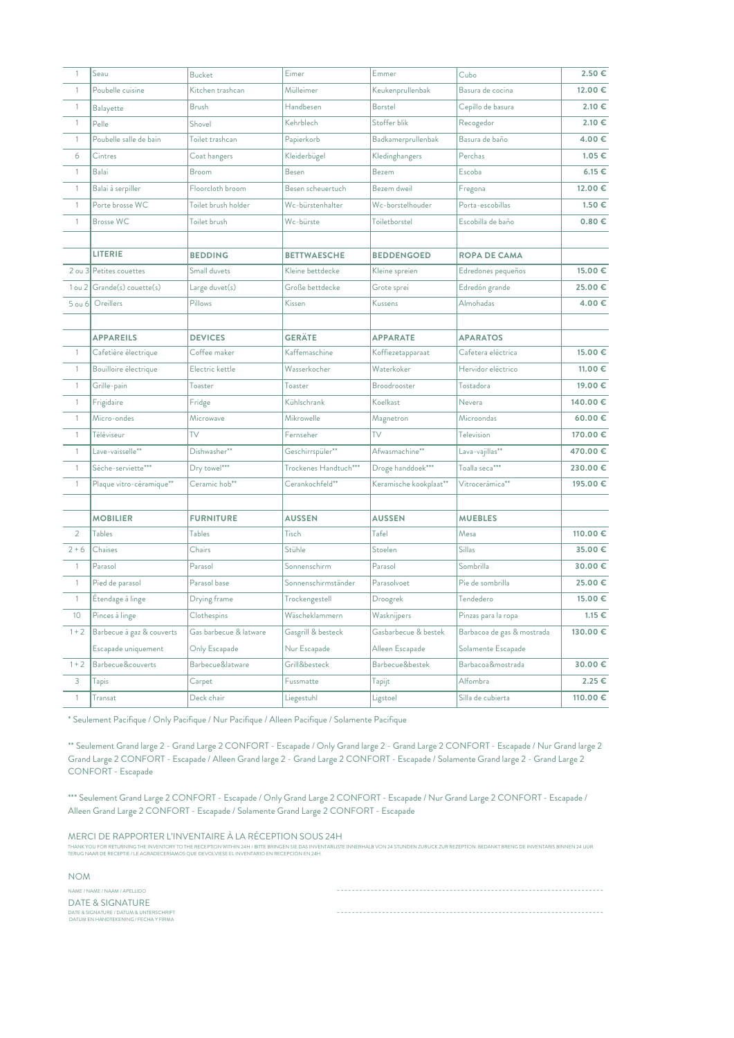| | | | | | | |
|---|---|---|---|---|---|---|
| 1 | Seau | Bucket | Eimer | Emmer | Cubo | 2.50 € |
| 1 | Poubelle cuisine | Kitchen trashcan | Mülleimer | Keukenprullenbak | Basura de cocina | 12.00 € |
| 1 | Balayette | Brush | Handbesen | Borstel | Cepillo de basura | 2.10 € |
| 1 | Pelle | Shovel | Kehrblech | Stoffer blik | Recogedor | 2.10 € |
| 1 | Poubelle salle de bain | Toilet trashcan | Papierkorb | Badkamerprullenbak | Basura de baño | 4.00 € |
| 6 | Cintres | Coat hangers | Kleiderbügel | Kledinghangers | Perchas | 1.05 € |
| 1 | Balai | Broom | Besen | Bezem | Escoba | 6.15 € |
| 1 | Balai à serpiller | Floorcloth broom | Besen scheuertuch | Bezem dweil | Fregona | 12.00 € |
| 1 | Porte brosse WC | Toilet brush holder | Wc-bürstenhalter | Wc-borstelhouder | Porta-escobillas | 1.50 € |
| 1 | Brosse WC | Toilet brush | Wc-bürste | Toiletborstel | Escobilla de baño | 0.80 € |
| | | | | | | |
| | **LITERIE** | **BEDDING** | **BETTWAESCHE** | **BEDDENGOED** | **ROPA DE CAMA** | |
| 2 ou 3 | Petites couettes | Small duvets | Kleine bettdecke | Kleine spreien | Edredones pequeños | 15.00 € |
| 1 ou 2 | Grande(s) couette(s) | Large duvet(s) | Große bettdecke | Grote sprei | Edredón grande | 25.00 € |
| 5 ou 6 | Oreillers | Pillows | Kissen | Kussens | Almohadas | 4.00 € |
| | | | | | | |
| | **APPAREILS** | **DEVICES** | **GERÄTE** | **APPARATE** | **APARATOS** | |
| 1 | Cafetière électrique | Coffee maker | Kaffemaschine | Koffiezetapparaat | Cafetera eléctrica | 15.00 € |
| 1 | Bouilloire électrique | Electric kettle | Wasserkocher | Waterkoker | Hervidor eléctrico | 11.00 € |
| 1 | Grille-pain | Toaster | Toaster | Broodrooster | Tostadora | 19.00 € |
| 1 | Frigidaire | Fridge | Kühlschrank | Koelkast | Nevera | 140.00 € |
| 1 | Micro-ondes | Microwave | Mikrowelle | Magnetron | Microondas | 60.00 € |
| 1 | Téléviseur | TV | Fernseher | TV | Television | 170.00 € |
| 1 | Lave-vaisselle** | Dishwasher** | Geschirrspüler** | Afwasmachine** | Lava-vajillas** | 470.00 € |
| 1 | Sèche-serviette*** | Dry towel*** | Trockenes Handtuch*** | Droge handdoek*** | Toalla seca*** | 230.00 € |
| 1 | Plaque vitro-céramique** | Ceramic hob** | Cerankochfeld** | Keramische kookplaat** | Vitrocerámica** | 195.00 € |
| | | | | | | |
| | **MOBILIER** | **FURNITURE** | **AUSSEN** | **AUSSEN** | **MUEBLES** | |
| 2 | Tables | Tables | Tisch | Tafel | Mesa | 110.00 € |
| 2 + 6 | Chaises | Chairs | Stühle | Stoelen | Sillas | 35.00 € |
| 1 | Parasol | Parasol | Sonnenschirm | Parasol | Sombrilla | 30.00 € |
| 1 | Pied de parasol | Parasol base | Sonnenschirmständer | Parasolvoet | Pie de sombrilla | 25.00 € |
| 1 | Étendage à linge | Drying frame | Trockengestell | Droogrek | Tendedero | 15.00 € |
| 10 | Pinces à linge | Clothespins | Wäscheklammern | Wasknijpers | Pinzas para la ropa | 1.15 € |
| 1 + 2 | Barbecue à gaz & couverts | Gas barbecue & latware | Gasgrill & besteck | Gasbarbecue & bestek | Barbacoa de gas & mostrada | 130.00 € |
| | Escapade uniquement | Only Escapade | Nur Escapade | Alleen Escapade | Solamente Escapade | |
| 1 + 2 | Barbecue&couverts | Barbecue&latware | Grill&besteck | Barbecue&bestek | Barbacoa&mostrada | 30.00 € |
| 3 | Tapis | Carpet | Fussmatte | Tapijt | Alfombra | 2.25 € |
| 1 | Transat | Deck chair | Liegestuhl | Ligstoel | Silla de cubierta | 110.00 € |

* Seulement Pacifique / Only Pacifique / Nur Pacifique / Alleen Pacifique / Solamente Pacifique

** Seulement Grand large 2 - Grand Large 2 CONFORT - Escapade / Only Grand large 2 - Grand Large 2 CONFORT - Escapade / Nur Grand large 2 Grand Large 2 CONFORT - Escapade / Alleen Grand large 2 - Grand Large 2 CONFORT - Escapade / Solamente Grand large 2 - Grand Large 2 CONFORT - Escapade

*** Seulement Grand Large 2 CONFORT - Escapade / Only Grand Large 2 CONFORT - Escapade / Nur Grand Large 2 CONFORT - Escapade / Alleen Grand Large 2 CONFORT - Escapade / Solamente Grand Large 2 CONFORT - Escapade

MERCI DE RAPPORTER L'INVENTAIRE À LA RÉCEPTION SOUS 24H

THANK YOU FOR RETURNING THE INVENTORY TO THE RECEPTION WITHIN 24H / BITTE BRINGEN SIE DAS INVENTARLISTE INNERHALB VON 24 STUNDEN ZURÜCK ZUR REZEPTION. BEDANKT BRENG DE INVENTARIS BINNEN 24 UUR TERUG NAAR DE RECEPTIE / LE AGRADECERÍAMOS QUE DEVOLVIESE EL INVENTARIO EN RECEPCIÓN EN 24H.

NOM

NAME / NAME / NAAM / APELLIDO

DATE & SIGNATURE

DATE & SIGNATURE / DATUM & UNTERSCHRIFT DATUM EN HANDTEKENING / FECHA Y FIRMA